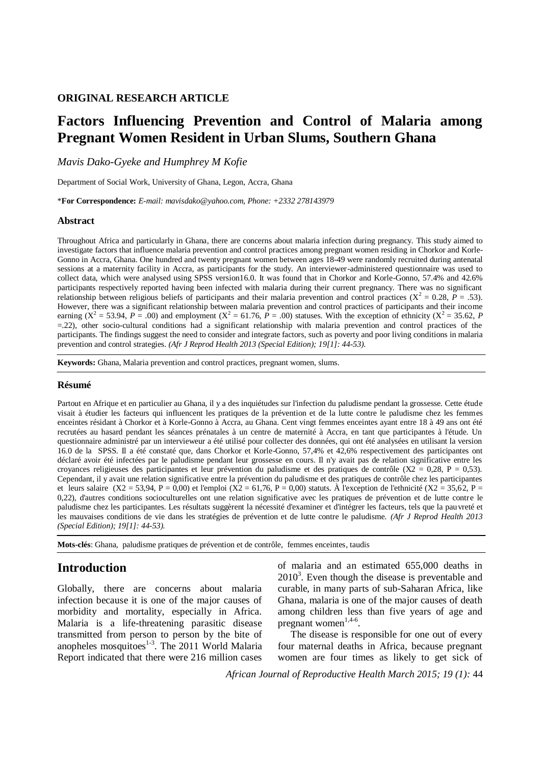**ORIGINAL RESEARCH ARTICLE**

# Factors Influencing Prevention and Control of Malaria among Pregnant Women Resident in Urban Slums, Southern Ghana

*Mavis Dako-Gyeke and Humphrey M Kofie*

Department of Social Work, University of Ghana, Legon, Accra, Ghana

\***For Correspondence:** *E-mail: mavisdako@yahoo.com, Phone: +2332 278143979*

### Abstract

Throughout Africa and particularly in Ghana, there are concerns about malaria infection during pregnancy. This study aimed to investigate factors that influence malaria prevention and control practices among pregnant women residing in Chorkor and Korle-Gonno in Accra, Ghana. One hundred and twenty pregnant women between ages 18-49 were randomly recruited during antenatal sessions at a maternity facility in Accra, as participants for the study. An interviewer-administered questionnaire was used to collect data, which were analysed using SPSS version16.0. It was found that in Chorkor and Korle-Gonno, 57.4% and 42.6% participants respectively reported having been infected with malaria during their current pregnancy. There was no significant relationship between religious beliefs of participants and their malaria prevention and control practices ($X^2$ = 0.28, $P$ = .53). However, there was a significant relationship between malaria prevention and control practices of participants and their income earning ($X^2$ = 53.94, $P$ = .00) and employment ($X^2$ = 61.76, $P$ = .00) statuses. With the exception of ethnicity ($X^2$ = 35.62, $P$ =.22), other socio-cultural conditions had a significant relationship with malaria prevention and control practices of the participants. The findings suggest the need to consider and integrate factors, such as poverty and poor living conditions in malaria prevention and control strategies. *(Afr J Reprod Health 2013 (Special Edition); 19[1]: 44-53).*

**Keywords:** Ghana, Malaria prevention and control practices, pregnant women, slums.

### Résumé

Partout en Afrique et en particulier au Ghana, il y a des inquiétudes sur l'infection du paludisme pendant la grossesse. Cette étude visait à étudier les facteurs qui influencent les pratiques de la prévention et de la lutte contre le paludisme chez les femmes enceintes résidant à Chorkor et à Korle-Gonno à Accra, au Ghana. Cent vingt femmes enceintes ayant entre 18 à 49 ans ont été recrutées au hasard pendant les séances prénatales à un centre de maternité à Accra, en tant que participantes à l'étude. Un questionnaire administré par un interviewer a été utilisé pour collecter des données, qui ont été analysées en utilisant la version 16.0 de la SPSS. Il a été constaté que, dans Chorkor et Korle-Gonno, 57,4% et 42,6% respectivement des participantes ont déclaré avoir été infectées par le paludisme pendant leur grossesse en cours. Il n'y avait pas de relation significative entre les croyances religieuses des participantes et leur prévention du paludisme et des pratiques de contrôle (X2 = 0,28, P = 0,53). Cependant, il y avait une relation significative entre la prévention du paludisme et des pratiques de contrôle chez les participantes et leurs salaire (X2 = 53,94, P = 0,00) et l'emploi (X2 = 61,76, P = 0,00) statuts. À l'exception de l'ethnicité (X2 = 35,62, P = 0,22), d'autres conditions socioculturelles ont une relation significative avec les pratiques de prévention et de lutte contre le paludisme chez les participantes. Les résultats suggèrent la nécessité d'examiner et d'intégrer les facteurs, tels que la pauvreté et les mauvaises conditions de vie dans les stratégies de prévention et de lutte contre le paludisme. *(Afr J Reprod Health 2013 (Special Edition); 19[1]: 44-53).*

**Mots-clés**: Ghana, paludisme pratiques de prévention et de contrôle, femmes enceintes, taudis

## Introduction

Globally, there are concerns about malaria infection because it is one of the major causes of morbidity and mortality, especially in Africa. Malaria is a life-threatening parasitic disease transmitted from person to person by the bite of anopheles mosquitoes[1-3]. The 2011 World Malaria Report indicated that there were 216 million cases of malaria and an estimated 655,000 deaths in 2010[3]. Even though the disease is preventable and curable, in many parts of sub-Saharan Africa, like Ghana, malaria is one of the major causes of death among children less than five years of age and pregnant women[1,4-6].

The disease is responsible for one out of every four maternal deaths in Africa, because pregnant women are four times as likely to get sick of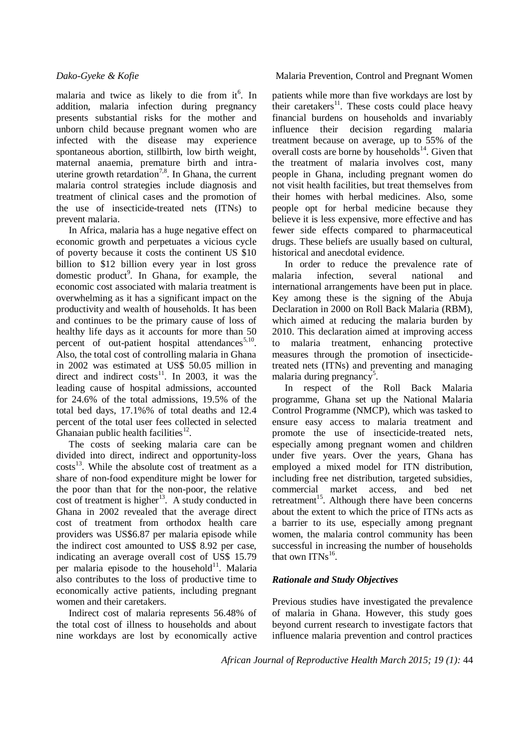malaria and twice as likely to die from it[6]. In addition, malaria infection during pregnancy presents substantial risks for the mother and unborn child because pregnant women who are infected with the disease may experience spontaneous abortion, stillbirth, low birth weight, maternal anaemia, premature birth and intra-uterine growth retardation[7,8]. In Ghana, the current malaria control strategies include diagnosis and treatment of clinical cases and the promotion of the use of insecticide-treated nets (ITNs) to prevent malaria.

In Africa, malaria has a huge negative effect on economic growth and perpetuates a vicious cycle of poverty because it costs the continent US $10 billion to $12 billion every year in lost gross domestic product[9]. In Ghana, for example, the economic cost associated with malaria treatment is overwhelming as it has a significant impact on the productivity and wealth of households. It has been and continues to be the primary cause of loss of healthy life days as it accounts for more than 50 percent of out-patient hospital attendances[5,10]. Also, the total cost of controlling malaria in Ghana in 2002 was estimated at US$ 50.05 million in direct and indirect costs[11]. In 2003, it was the leading cause of hospital admissions, accounted for 24.6% of the total admissions, 19.5% of the total bed days, 17.1%% of total deaths and 12.4 percent of the total user fees collected in selected Ghanaian public health facilities[12].

The costs of seeking malaria care can be divided into direct, indirect and opportunity-loss costs[13]. While the absolute cost of treatment as a share of non-food expenditure might be lower for the poor than that for the non-poor, the relative cost of treatment is higher[13]. A study conducted in Ghana in 2002 revealed that the average direct cost of treatment from orthodox health care providers was US$6.87 per malaria episode while the indirect cost amounted to US$ 8.92 per case, indicating an average overall cost of US$ 15.79 per malaria episode to the household[11]. Malaria also contributes to the loss of productive time to economically active patients, including pregnant women and their caretakers.

Indirect cost of malaria represents 56.48% of the total cost of illness to households and about nine workdays are lost by economically active patients while more than five workdays are lost by their caretakers[11]. These costs could place heavy financial burdens on households and invariably influence their decision regarding malaria treatment because on average, up to 55% of the overall costs are borne by households[14]. Given that the treatment of malaria involves cost, many people in Ghana, including pregnant women do not visit health facilities, but treat themselves from their homes with herbal medicines. Also, some people opt for herbal medicine because they believe it is less expensive, more effective and has fewer side effects compared to pharmaceutical drugs. These beliefs are usually based on cultural, historical and anecdotal evidence.

In order to reduce the prevalence rate of malaria infection, several national and international arrangements have been put in place. Key among these is the signing of the Abuja Declaration in 2000 on Roll Back Malaria (RBM), which aimed at reducing the malaria burden by 2010. This declaration aimed at improving access to malaria treatment, enhancing protective measures through the promotion of insecticide-treated nets (ITNs) and preventing and managing malaria during pregnancy[5].

In respect of the Roll Back Malaria programme, Ghana set up the National Malaria Control Programme (NMCP), which was tasked to ensure easy access to malaria treatment and promote the use of insecticide-treated nets, especially among pregnant women and children under five years. Over the years, Ghana has employed a mixed model for ITN distribution, including free net distribution, targeted subsidies, commercial market access, and bed net retreatment[15]. Although there have been concerns about the extent to which the price of ITNs acts as a barrier to its use, especially among pregnant women, the malaria control community has been successful in increasing the number of households that own ITNs[16].

### *Rationale and Study Objectives*

Previous studies have investigated the prevalence of malaria in Ghana. However, this study goes beyond current research to investigate factors that influence malaria prevention and control practices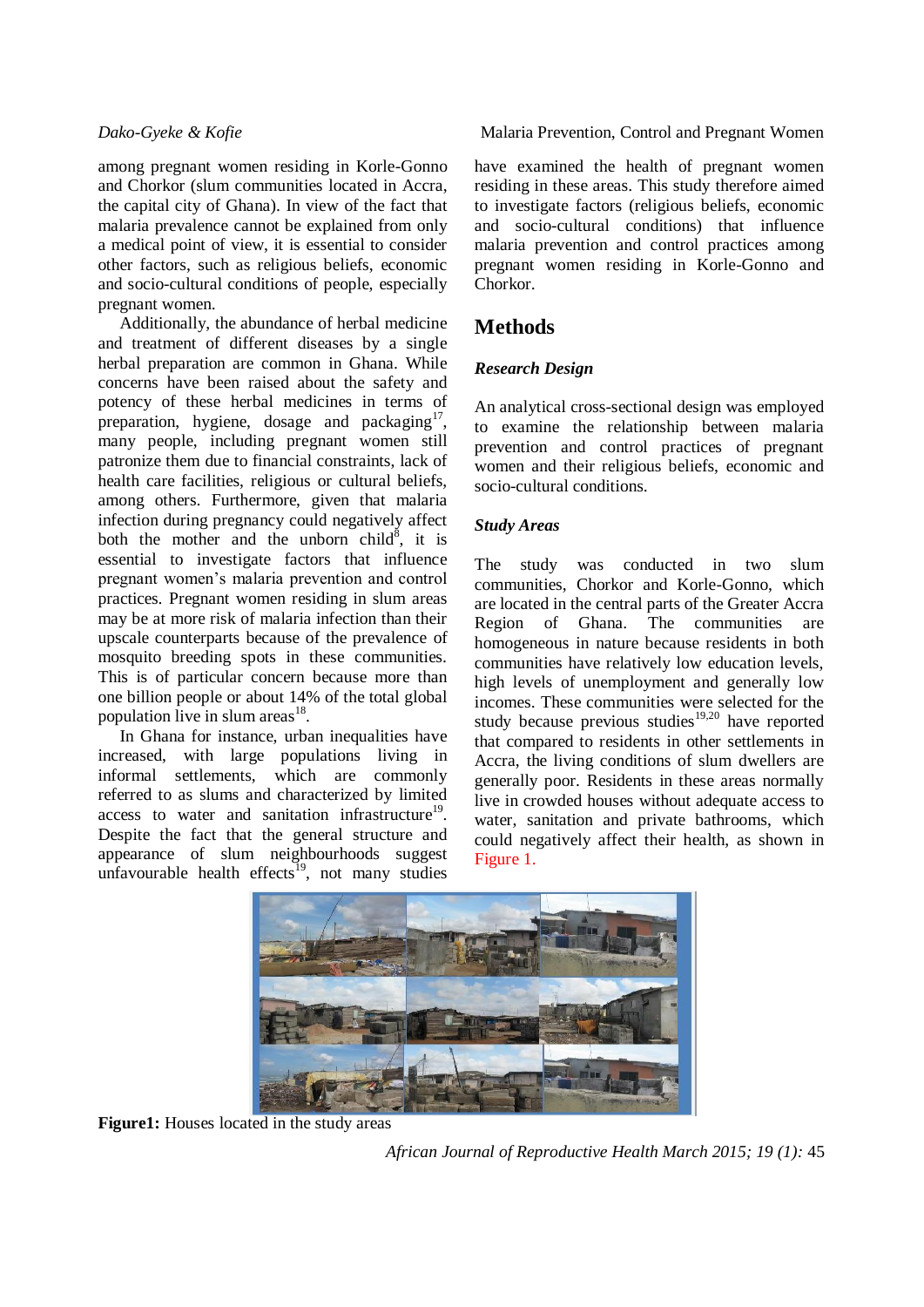among pregnant women residing in Korle-Gonno and Chorkor (slum communities located in Accra, the capital city of Ghana). In view of the fact that malaria prevalence cannot be explained from only a medical point of view, it is essential to consider other factors, such as religious beliefs, economic and socio-cultural conditions of people, especially pregnant women.

Additionally, the abundance of herbal medicine and treatment of different diseases by a single herbal preparation are common in Ghana. While concerns have been raised about the safety and potency of these herbal medicines in terms of preparation, hygiene, dosage and packaging[17], many people, including pregnant women still patronize them due to financial constraints, lack of health care facilities, religious or cultural beliefs, among others. Furthermore, given that malaria infection during pregnancy could negatively affect both the mother and the unborn child[8], it is essential to investigate factors that influence pregnant women's malaria prevention and control practices. Pregnant women residing in slum areas may be at more risk of malaria infection than their upscale counterparts because of the prevalence of mosquito breeding spots in these communities. This is of particular concern because more than one billion people or about 14% of the total global population live in slum areas[18].

In Ghana for instance, urban inequalities have increased, with large populations living in informal settlements, which are commonly referred to as slums and characterized by limited access to water and sanitation infrastructure[19]. Despite the fact that the general structure and appearance of slum neighbourhoods suggest unfavourable health effects[19], not many studies have examined the health of pregnant women residing in these areas. This study therefore aimed to investigate factors (religious beliefs, economic and socio-cultural conditions) that influence malaria prevention and control practices among pregnant women residing in Korle-Gonno and Chorkor.

## Methods

### *Research Design*

An analytical cross-sectional design was employed to examine the relationship between malaria prevention and control practices of pregnant women and their religious beliefs, economic and socio-cultural conditions.

### *Study Areas*

The study was conducted in two slum communities, Chorkor and Korle-Gonno, which are located in the central parts of the Greater Accra Region of Ghana. The communities are homogeneous in nature because residents in both communities have relatively low education levels, high levels of unemployment and generally low incomes. These communities were selected for the study because previous studies[19,20] have reported that compared to residents in other settlements in Accra, the living conditions of slum dwellers are generally poor. Residents in these areas normally live in crowded houses without adequate access to water, sanitation and private bathrooms, which could negatively affect their health, as shown in Figure 1.

**Figure1:** Houses located in the study areas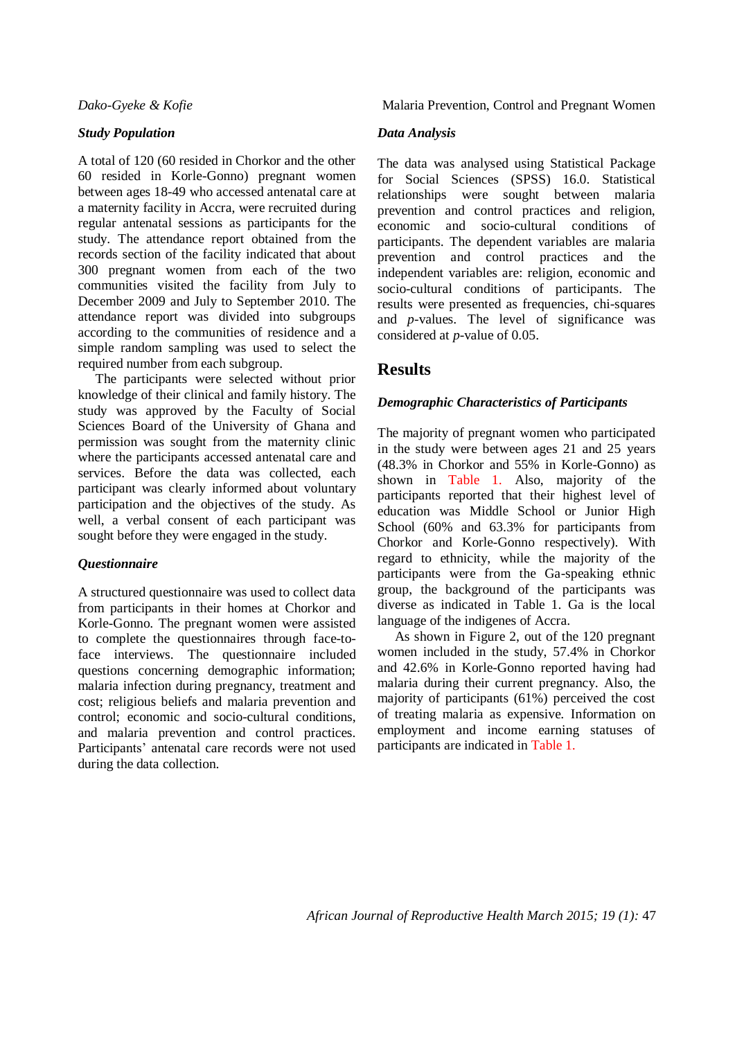### *Study Population*

A total of 120 (60 resided in Chorkor and the other 60 resided in Korle-Gonno) pregnant women between ages 18-49 who accessed antenatal care at a maternity facility in Accra, were recruited during regular antenatal sessions as participants for the study. The attendance report obtained from the records section of the facility indicated that about 300 pregnant women from each of the two communities visited the facility from July to December 2009 and July to September 2010. The attendance report was divided into subgroups according to the communities of residence and a simple random sampling was used to select the required number from each subgroup.

The participants were selected without prior knowledge of their clinical and family history. The study was approved by the Faculty of Social Sciences Board of the University of Ghana and permission was sought from the maternity clinic where the participants accessed antenatal care and services. Before the data was collected, each participant was clearly informed about voluntary participation and the objectives of the study. As well, a verbal consent of each participant was sought before they were engaged in the study.

### *Questionnaire*

A structured questionnaire was used to collect data from participants in their homes at Chorkor and Korle-Gonno. The pregnant women were assisted to complete the questionnaires through face-to-face interviews. The questionnaire included questions concerning demographic information; malaria infection during pregnancy, treatment and cost; religious beliefs and malaria prevention and control; economic and socio-cultural conditions, and malaria prevention and control practices. Participants' antenatal care records were not used during the data collection.

### *Data Analysis*

The data was analysed using Statistical Package for Social Sciences (SPSS) 16.0. Statistical relationships were sought between malaria prevention and control practices and religion, economic and socio-cultural conditions of participants. The dependent variables are malaria prevention and control practices and the independent variables are: religion, economic and socio-cultural conditions of participants. The results were presented as frequencies, chi-squares and *p*-values. The level of significance was considered at *p*-value of 0.05.

## Results

### *Demographic Characteristics of Participants*

The majority of pregnant women who participated in the study were between ages 21 and 25 years (48.3% in Chorkor and 55% in Korle-Gonno) as shown in Table 1. Also, majority of the participants reported that their highest level of education was Middle School or Junior High School (60% and 63.3% for participants from Chorkor and Korle-Gonno respectively). With regard to ethnicity, while the majority of the participants were from the Ga-speaking ethnic group, the background of the participants was diverse as indicated in Table 1. Ga is the local language of the indigenes of Accra.

As shown in Figure 2, out of the 120 pregnant women included in the study, 57.4% in Chorkor and 42.6% in Korle-Gonno reported having had malaria during their current pregnancy. Also, the majority of participants (61%) perceived the cost of treating malaria as expensive. Information on employment and income earning statuses of participants are indicated in Table 1.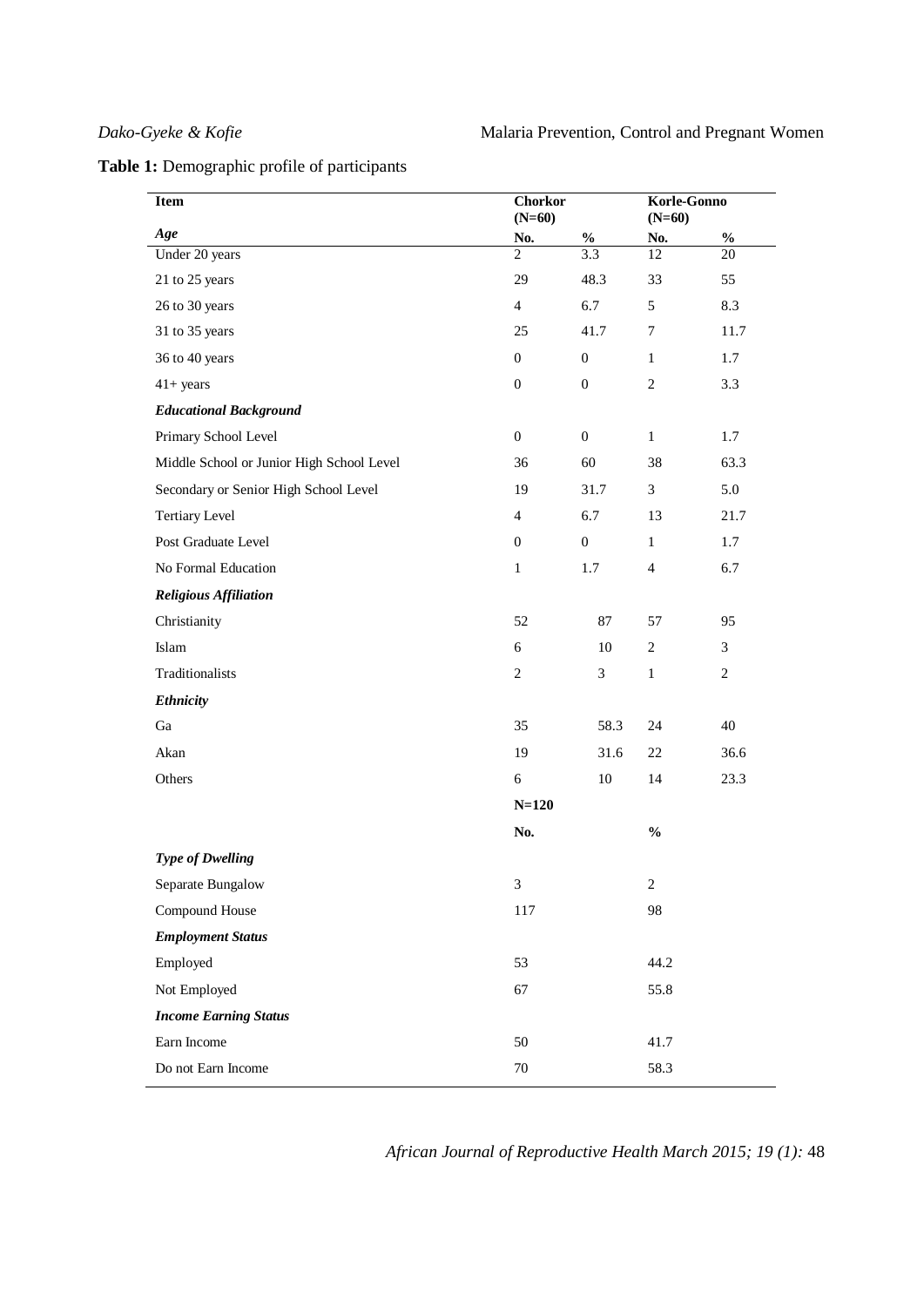**Table 1:** Demographic profile of participants

| Item | Chorkor (N=60) | | Korle-Gonno (N=60) | |
|---|---|---|---|---|
| ***Age*** | **No.** | **%** | **No.** | **%** |
| Under 20 years | 2 | 3.3 | 12 | 20 |
| 21 to 25 years | 29 | 48.3 | 33 | 55 |
| 26 to 30 years | 4 | 6.7 | 5 | 8.3 |
| 31 to 35 years | 25 | 41.7 | 7 | 11.7 |
| 36 to 40 years | 0 | 0 | 1 | 1.7 |
| 41+ years | 0 | 0 | 2 | 3.3 |
| ***Educational Background*** | | | | |
| Primary School Level | 0 | 0 | 1 | 1.7 |
| Middle School or Junior High School Level | 36 | 60 | 38 | 63.3 |
| Secondary or Senior High School Level | 19 | 31.7 | 3 | 5.0 |
| Tertiary Level | 4 | 6.7 | 13 | 21.7 |
| Post Graduate Level | 0 | 0 | 1 | 1.7 |
| No Formal Education | 1 | 1.7 | 4 | 6.7 |
| ***Religious Affiliation*** | | | | |
| Christianity | 52 | 87 | 57 | 95 |
| Islam | 6 | 10 | 2 | 3 |
| Traditionalists | 2 | 3 | 1 | 2 |
| ***Ethnicity*** | | | | |
| Ga | 35 | 58.3 | 24 | 40 |
| Akan | 19 | 31.6 | 22 | 36.6 |
| Others | 6 | 10 | 14 | 23.3 |
| | **N=120** | | | |
| | **No.** | | **%** | |
| ***Type of Dwelling*** | | | | |
| Separate Bungalow | 3 | | 2 | |
| Compound House | 117 | | 98 | |
| ***Employment Status*** | | | | |
| Employed | 53 | | 44.2 | |
| Not Employed | 67 | | 55.8 | |
| ***Income Earning Status*** | | | | |
| Earn Income | 50 | | 41.7 | |
| Do not Earn Income | 70 | | 58.3 | |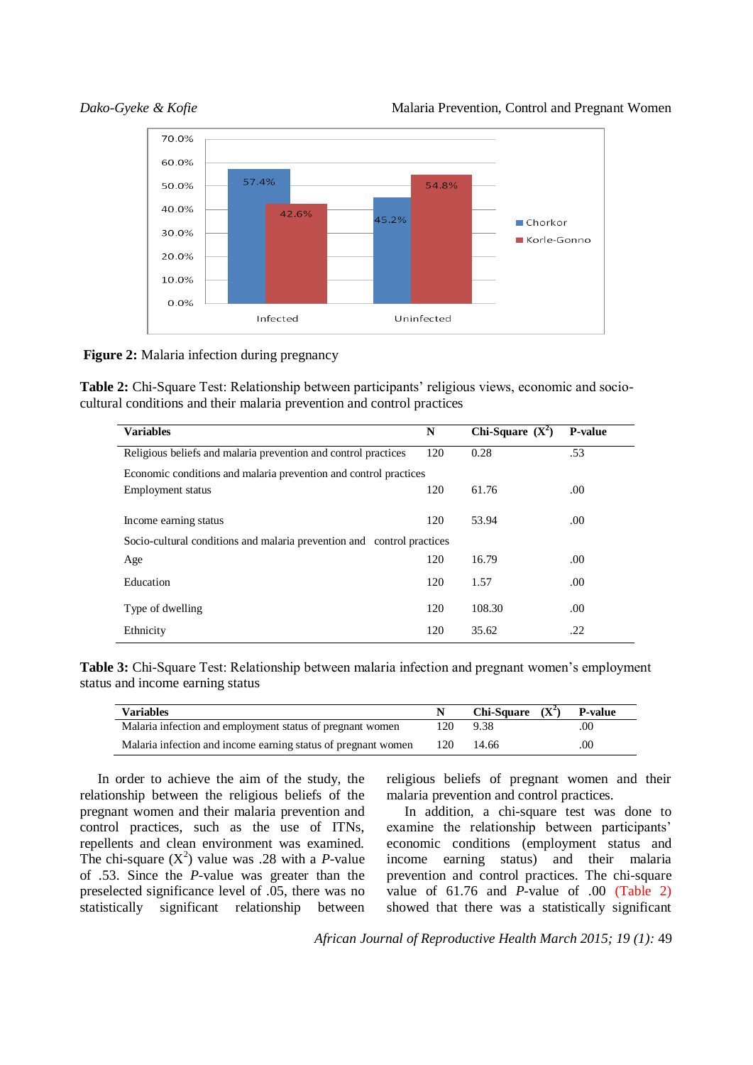**Figure 2:** Malaria infection during pregnancy

**Table 2:** Chi-Square Test: Relationship between participants' religious views, economic and socio-cultural conditions and their malaria prevention and control practices

| Variables | N | Chi-Square ($X^2$) | P-value |
|---|---|---|---|
| Religious beliefs and malaria prevention and control practices | 120 | 0.28 | .53 |
| Economic conditions and malaria prevention and control practices | | | |
| Employment status | 120 | 61.76 | .00 |
| Income earning status | 120 | 53.94 | .00 |
| Socio-cultural conditions and malaria prevention and control practices | | | |
| Age | 120 | 16.79 | .00 |
| Education | 120 | 1.57 | .00 |
| Type of dwelling | 120 | 108.30 | .00 |
| Ethnicity | 120 | 35.62 | .22 |

**Table 3:** Chi-Square Test: Relationship between malaria infection and pregnant women's employment status and income earning status

| Variables | N | Chi-Square ($X^2$) | P-value |
|---|---|---|---|
| Malaria infection and employment status of pregnant women | 120 | 9.38 | .00 |
| Malaria infection and income earning status of pregnant women | 120 | 14.66 | .00 |

In order to achieve the aim of the study, the relationship between the religious beliefs of the pregnant women and their malaria prevention and control practices, such as the use of ITNs, repellents and clean environment was examined. The chi-square ($X^2$) value was .28 with a *P*-value of .53. Since the *P*-value was greater than the preselected significance level of .05, there was no statistically significant relationship between religious beliefs of pregnant women and their malaria prevention and control practices.

In addition, a chi-square test was done to examine the relationship between participants' economic conditions (employment status and income earning status) and their malaria prevention and control practices. The chi-square value of 61.76 and *P*-value of .00 (Table 2) showed that there was a statistically significant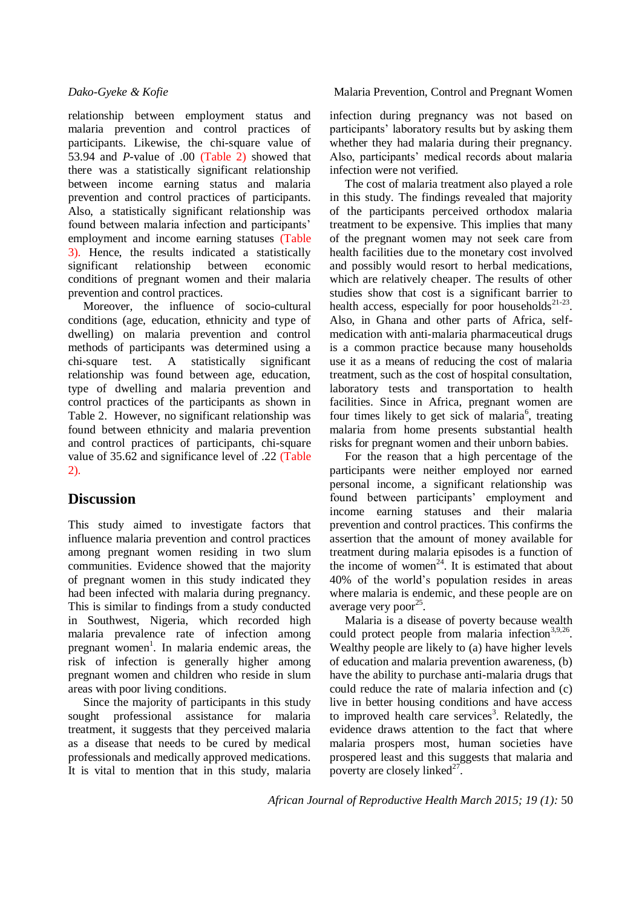relationship between employment status and malaria prevention and control practices of participants. Likewise, the chi-square value of 53.94 and *P*-value of .00 (Table 2) showed that there was a statistically significant relationship between income earning status and malaria prevention and control practices of participants. Also, a statistically significant relationship was found between malaria infection and participants' employment and income earning statuses (Table 3). Hence, the results indicated a statistically significant relationship between economic conditions of pregnant women and their malaria prevention and control practices.

Moreover, the influence of socio-cultural conditions (age, education, ethnicity and type of dwelling) on malaria prevention and control methods of participants was determined using a chi-square test. A statistically significant relationship was found between age, education, type of dwelling and malaria prevention and control practices of the participants as shown in Table 2. However, no significant relationship was found between ethnicity and malaria prevention and control practices of participants, chi-square value of 35.62 and significance level of .22 (Table 2).

## Discussion

This study aimed to investigate factors that influence malaria prevention and control practices among pregnant women residing in two slum communities. Evidence showed that the majority of pregnant women in this study indicated they had been infected with malaria during pregnancy. This is similar to findings from a study conducted in Southwest, Nigeria, which recorded high malaria prevalence rate of infection among pregnant women[1]. In malaria endemic areas, the risk of infection is generally higher among pregnant women and children who reside in slum areas with poor living conditions.

Since the majority of participants in this study sought professional assistance for malaria treatment, it suggests that they perceived malaria as a disease that needs to be cured by medical professionals and medically approved medications. It is vital to mention that in this study, malaria infection during pregnancy was not based on participants' laboratory results but by asking them whether they had malaria during their pregnancy. Also, participants' medical records about malaria infection were not verified.

The cost of malaria treatment also played a role in this study. The findings revealed that majority of the participants perceived orthodox malaria treatment to be expensive. This implies that many of the pregnant women may not seek care from health facilities due to the monetary cost involved and possibly would resort to herbal medications, which are relatively cheaper. The results of other studies show that cost is a significant barrier to health access, especially for poor households[21-23]. Also, in Ghana and other parts of Africa, self-medication with anti-malaria pharmaceutical drugs is a common practice because many households use it as a means of reducing the cost of malaria treatment, such as the cost of hospital consultation, laboratory tests and transportation to health facilities. Since in Africa, pregnant women are four times likely to get sick of malaria[6], treating malaria from home presents substantial health risks for pregnant women and their unborn babies.

For the reason that a high percentage of the participants were neither employed nor earned personal income, a significant relationship was found between participants' employment and income earning statuses and their malaria prevention and control practices. This confirms the assertion that the amount of money available for treatment during malaria episodes is a function of the income of women[24]. It is estimated that about 40% of the world's population resides in areas where malaria is endemic, and these people are on average very poor[25].

Malaria is a disease of poverty because wealth could protect people from malaria infection[3,9,26]. Wealthy people are likely to (a) have higher levels of education and malaria prevention awareness, (b) have the ability to purchase anti-malaria drugs that could reduce the rate of malaria infection and (c) live in better housing conditions and have access to improved health care services[3]. Relatedly, the evidence draws attention to the fact that where malaria prospers most, human societies have prospered least and this suggests that malaria and poverty are closely linked[27].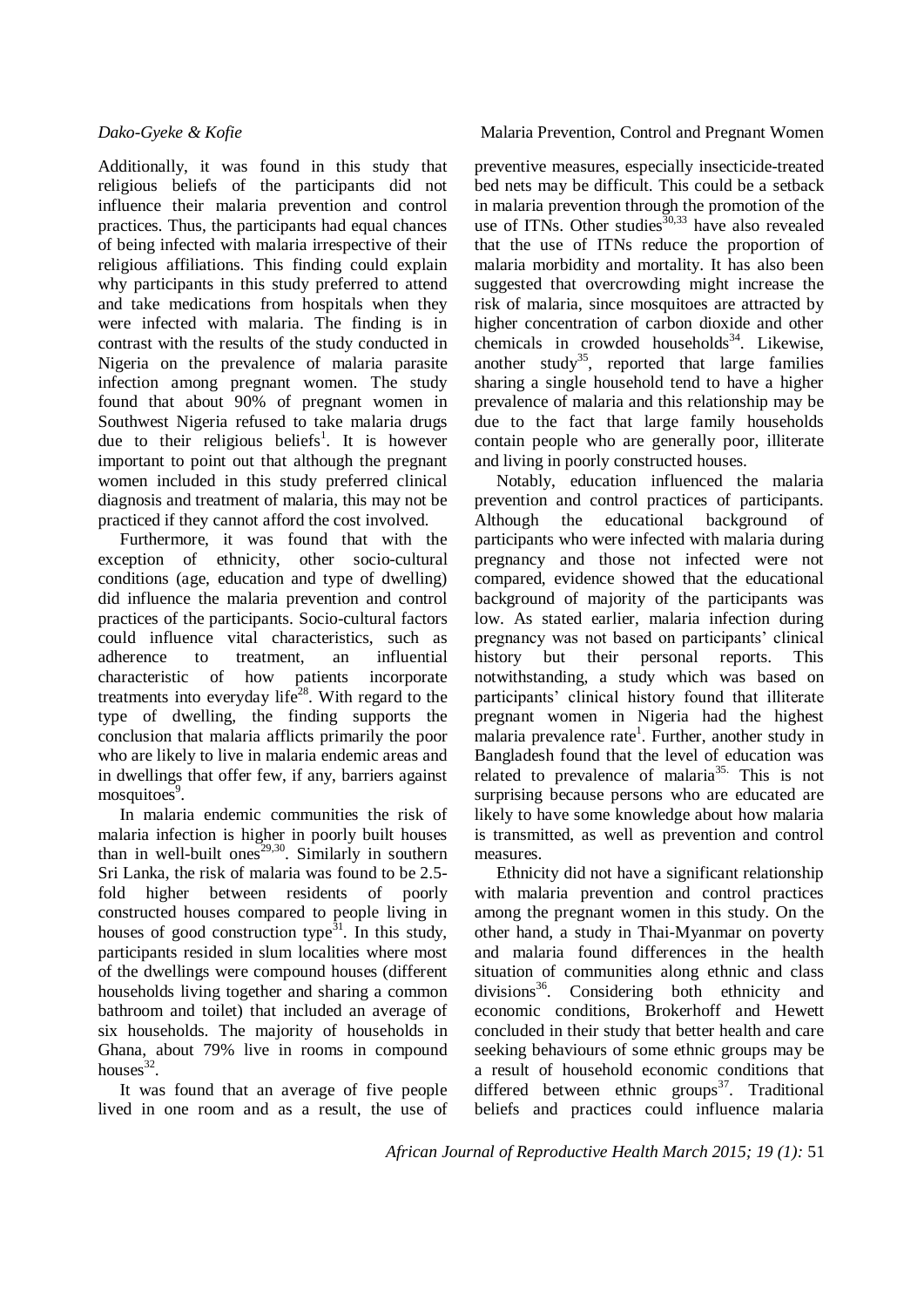Additionally, it was found in this study that religious beliefs of the participants did not influence their malaria prevention and control practices. Thus, the participants had equal chances of being infected with malaria irrespective of their religious affiliations. This finding could explain why participants in this study preferred to attend and take medications from hospitals when they were infected with malaria. The finding is in contrast with the results of the study conducted in Nigeria on the prevalence of malaria parasite infection among pregnant women. The study found that about 90% of pregnant women in Southwest Nigeria refused to take malaria drugs due to their religious beliefs[1]. It is however important to point out that although the pregnant women included in this study preferred clinical diagnosis and treatment of malaria, this may not be practiced if they cannot afford the cost involved.

Furthermore, it was found that with the exception of ethnicity, other socio-cultural conditions (age, education and type of dwelling) did influence the malaria prevention and control practices of the participants. Socio-cultural factors could influence vital characteristics, such as adherence to treatment, an influential characteristic of how patients incorporate treatments into everyday life[28]. With regard to the type of dwelling, the finding supports the conclusion that malaria afflicts primarily the poor who are likely to live in malaria endemic areas and in dwellings that offer few, if any, barriers against mosquitoes[9].

In malaria endemic communities the risk of malaria infection is higher in poorly built houses than in well-built ones[29,30]. Similarly in southern Sri Lanka, the risk of malaria was found to be 2.5-fold higher between residents of poorly constructed houses compared to people living in houses of good construction type[31]. In this study, participants resided in slum localities where most of the dwellings were compound houses (different households living together and sharing a common bathroom and toilet) that included an average of six households. The majority of households in Ghana, about 79% live in rooms in compound houses[32].

It was found that an average of five people lived in one room and as a result, the use of preventive measures, especially insecticide-treated bed nets may be difficult. This could be a setback in malaria prevention through the promotion of the use of ITNs. Other studies[30,33] have also revealed that the use of ITNs reduce the proportion of malaria morbidity and mortality. It has also been suggested that overcrowding might increase the risk of malaria, since mosquitoes are attracted by higher concentration of carbon dioxide and other chemicals in crowded households[34]. Likewise, another study[35], reported that large families sharing a single household tend to have a higher prevalence of malaria and this relationship may be due to the fact that large family households contain people who are generally poor, illiterate and living in poorly constructed houses.

Notably, education influenced the malaria prevention and control practices of participants. Although the educational background of participants who were infected with malaria during pregnancy and those not infected were not compared, evidence showed that the educational background of majority of the participants was low. As stated earlier, malaria infection during pregnancy was not based on participants' clinical history but their personal reports. This notwithstanding, a study which was based on participants' clinical history found that illiterate pregnant women in Nigeria had the highest malaria prevalence rate[1]. Further, another study in Bangladesh found that the level of education was related to prevalence of malaria[35]. This is not surprising because persons who are educated are likely to have some knowledge about how malaria is transmitted, as well as prevention and control measures.

Ethnicity did not have a significant relationship with malaria prevention and control practices among the pregnant women in this study. On the other hand, a study in Thai-Myanmar on poverty and malaria found differences in the health situation of communities along ethnic and class divisions[36]. Considering both ethnicity and economic conditions, Brokerhoff and Hewett concluded in their study that better health and care seeking behaviours of some ethnic groups may be a result of household economic conditions that differed between ethnic groups[37]. Traditional beliefs and practices could influence malaria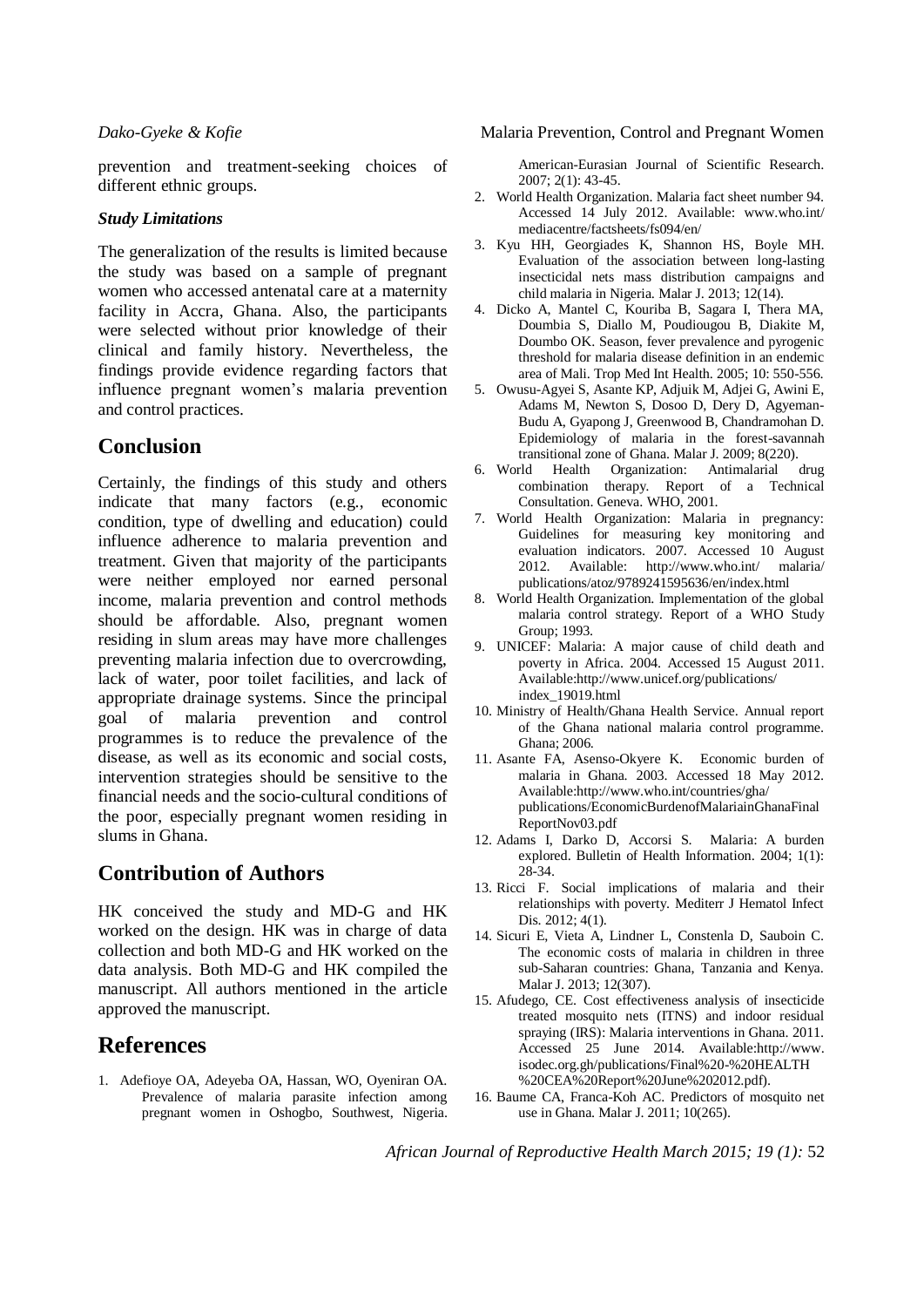prevention and treatment-seeking choices of different ethnic groups.

### *Study Limitations*

The generalization of the results is limited because the study was based on a sample of pregnant women who accessed antenatal care at a maternity facility in Accra, Ghana. Also, the participants were selected without prior knowledge of their clinical and family history. Nevertheless, the findings provide evidence regarding factors that influence pregnant women's malaria prevention and control practices.

## Conclusion

Certainly, the findings of this study and others indicate that many factors (e.g., economic condition, type of dwelling and education) could influence adherence to malaria prevention and treatment. Given that majority of the participants were neither employed nor earned personal income, malaria prevention and control methods should be affordable. Also, pregnant women residing in slum areas may have more challenges preventing malaria infection due to overcrowding, lack of water, poor toilet facilities, and lack of appropriate drainage systems. Since the principal goal of malaria prevention and control programmes is to reduce the prevalence of the disease, as well as its economic and social costs, intervention strategies should be sensitive to the financial needs and the socio-cultural conditions of the poor, especially pregnant women residing in slums in Ghana.

## Contribution of Authors

HK conceived the study and MD-G and HK worked on the design. HK was in charge of data collection and both MD-G and HK worked on the data analysis. Both MD-G and HK compiled the manuscript. All authors mentioned in the article approved the manuscript.

## References

1. Adefioye OA, Adeyeba OA, Hassan, WO, Oyeniran OA. Prevalence of malaria parasite infection among pregnant women in Oshogbo, Southwest, Nigeria. American-Eurasian Journal of Scientific Research. 2007; 2(1): 43-45.
2. World Health Organization. Malaria fact sheet number 94. Accessed 14 July 2012. Available: www.who.int/mediacentre/factsheets/fs094/en/
3. Kyu HH, Georgiades K, Shannon HS, Boyle MH. Evaluation of the association between long-lasting insecticidal nets mass distribution campaigns and child malaria in Nigeria. Malar J. 2013; 12(14).
4. Dicko A, Mantel C, Kouriba B, Sagara I, Thera MA, Doumbia S, Diallo M, Poudiougou B, Diakite M, Doumbo OK. Season, fever prevalence and pyrogenic threshold for malaria disease definition in an endemic area of Mali. Trop Med Int Health. 2005; 10: 550-556.
5. Owusu-Agyei S, Asante KP, Adjuik M, Adjei G, Awini E, Adams M, Newton S, Dosoo D, Dery D, Agyeman-Budu A, Gyapong J, Greenwood B, Chandramohan D. Epidemiology of malaria in the forest-savannah transitional zone of Ghana. Malar J. 2009; 8(220).
6. World Health Organization: Antimalarial drug combination therapy. Report of a Technical Consultation. Geneva. WHO, 2001.
7. World Health Organization: Malaria in pregnancy: Guidelines for measuring key monitoring and evaluation indicators. 2007. Accessed 10 August 2012. Available: http://www.who.int/ malaria/publications/atoz/9789241595636/en/index.html
8. World Health Organization. Implementation of the global malaria control strategy. Report of a WHO Study Group; 1993.
9. UNICEF: Malaria: A major cause of child death and poverty in Africa. 2004. Accessed 15 August 2011. Available:http://www.unicef.org/publications/index_19019.html
10. Ministry of Health/Ghana Health Service. Annual report of the Ghana national malaria control programme. Ghana; 2006.
11. Asante FA, Asenso-Okyere K. Economic burden of malaria in Ghana. 2003. Accessed 18 May 2012. Available:http://www.who.int/countries/gha/publications/EconomicBurdenofMalariainGhanaFinalReportNov03.pdf
12. Adams I, Darko D, Accorsi S. Malaria: A burden explored. Bulletin of Health Information. 2004; 1(1): 28-34.
13. Ricci F. Social implications of malaria and their relationships with poverty. Mediterr J Hematol Infect Dis. 2012; 4(1).
14. Sicuri E, Vieta A, Lindner L, Constenla D, Sauboin C. The economic costs of malaria in children in three sub-Saharan countries: Ghana, Tanzania and Kenya. Malar J. 2013; 12(307).
15. Afudego, CE. Cost effectiveness analysis of insecticide treated mosquito nets (ITNS) and indoor residual spraying (IRS): Malaria interventions in Ghana. 2011. Accessed 25 June 2014. Available:http://www.isodec.org.gh/publications/Final%20-%20HEALTH%20CEA%20Report%20June%202012.pdf).
16. Baume CA, Franca-Koh AC. Predictors of mosquito net use in Ghana. Malar J. 2011; 10(265).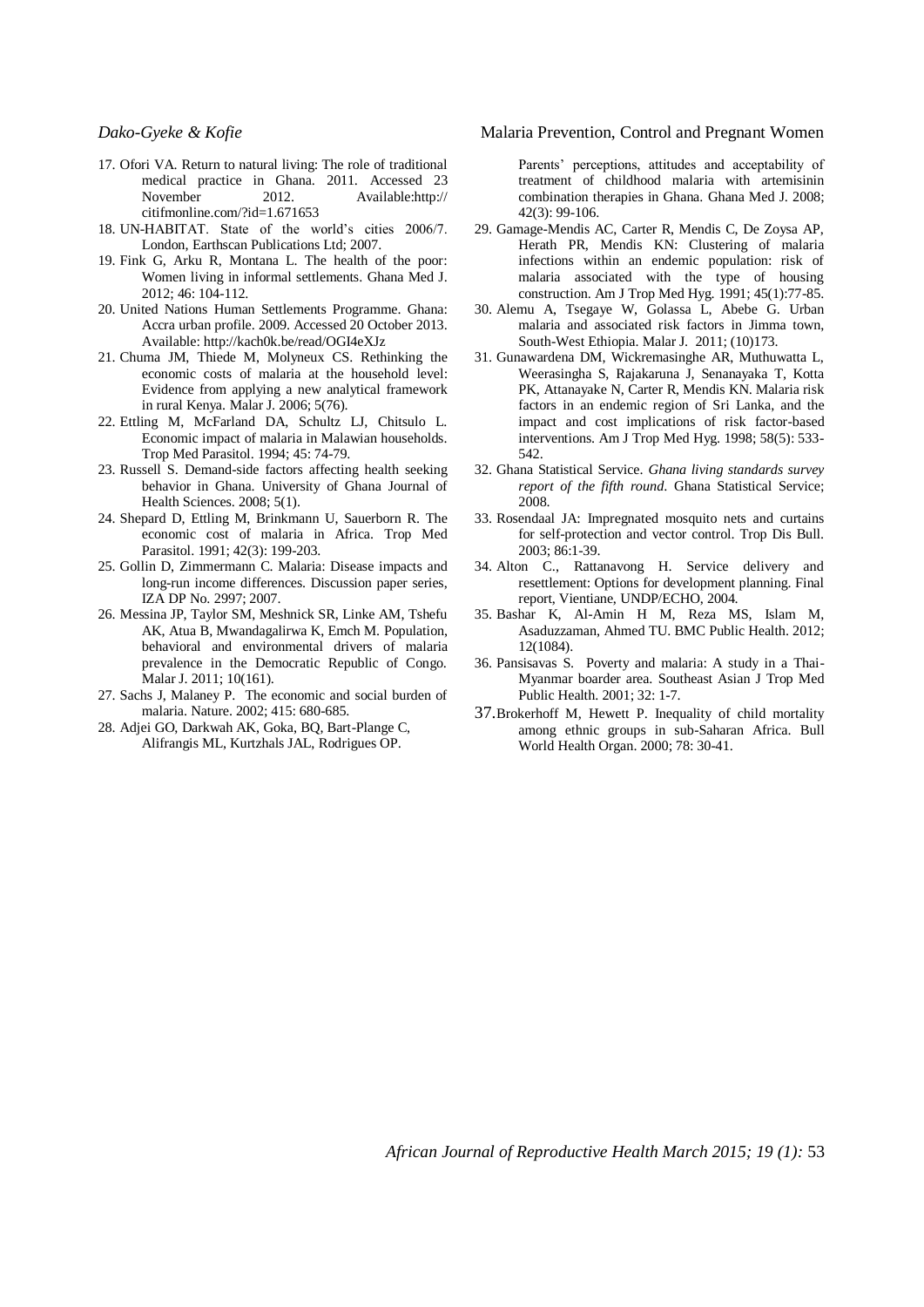17. Ofori VA. Return to natural living: The role of traditional medical practice in Ghana. 2011. Accessed 23 November 2012. Available:http:// citifmonline.com/?id=1.671653
18. UN-HABITAT. State of the world's cities 2006/7. London, Earthscan Publications Ltd; 2007.
19. Fink G, Arku R, Montana L. The health of the poor: Women living in informal settlements. Ghana Med J. 2012; 46: 104-112.
20. United Nations Human Settlements Programme. Ghana: Accra urban profile. 2009. Accessed 20 October 2013. Available: http://kach0k.be/read/OGI4eXJz
21. Chuma JM, Thiede M, Molyneux CS. Rethinking the economic costs of malaria at the household level: Evidence from applying a new analytical framework in rural Kenya. Malar J. 2006; 5(76).
22. Ettling M, McFarland DA, Schultz LJ, Chitsulo L. Economic impact of malaria in Malawian households. Trop Med Parasitol. 1994; 45: 74-79.
23. Russell S. Demand-side factors affecting health seeking behavior in Ghana. University of Ghana Journal of Health Sciences. 2008; 5(1).
24. Shepard D, Ettling M, Brinkmann U, Sauerborn R. The economic cost of malaria in Africa. Trop Med Parasitol. 1991; 42(3): 199-203.
25. Gollin D, Zimmermann C. Malaria: Disease impacts and long-run income differences. Discussion paper series, IZA DP No. 2997; 2007.
26. Messina JP, Taylor SM, Meshnick SR, Linke AM, Tshefu AK, Atua B, Mwandagalirwa K, Emch M. Population, behavioral and environmental drivers of malaria prevalence in the Democratic Republic of Congo. Malar J. 2011; 10(161).
27. Sachs J, Malaney P. The economic and social burden of malaria. Nature. 2002; 415: 680-685.
28. Adjei GO, Darkwah AK, Goka, BQ, Bart-Plange C, Alifrangis ML, Kurtzhals JAL, Rodrigues OP. Parents' perceptions, attitudes and acceptability of treatment of childhood malaria with artemisinin combination therapies in Ghana. Ghana Med J. 2008; 42(3): 99-106.
29. Gamage-Mendis AC, Carter R, Mendis C, De Zoysa AP, Herath PR, Mendis KN: Clustering of malaria infections within an endemic population: risk of malaria associated with the type of housing construction. Am J Trop Med Hyg. 1991; 45(1):77-85.
30. Alemu A, Tsegaye W, Golassa L, Abebe G. Urban malaria and associated risk factors in Jimma town, South-West Ethiopia. Malar J. 2011; (10)173.
31. Gunawardena DM, Wickremasinghe AR, Muthuwatta L, Weerasingha S, Rajakaruna J, Senanayaka T, Kotta PK, Attanayake N, Carter R, Mendis KN. Malaria risk factors in an endemic region of Sri Lanka, and the impact and cost implications of risk factor-based interventions. Am J Trop Med Hyg. 1998; 58(5): 533-542.
32. Ghana Statistical Service. *Ghana living standards survey report of the fifth round*. Ghana Statistical Service; 2008.
33. Rosendaal JA: Impregnated mosquito nets and curtains for self-protection and vector control. Trop Dis Bull. 2003; 86:1-39.
34. Alton C., Rattanavong H. Service delivery and resettlement: Options for development planning. Final report, Vientiane, UNDP/ECHO, 2004.
35. Bashar K, Al-Amin H M, Reza MS, Islam M, Asaduzzaman, Ahmed TU. BMC Public Health. 2012; 12(1084).
36. Pansisavas S. Poverty and malaria: A study in a Thai-Myanmar boarder area. Southeast Asian J Trop Med Public Health. 2001; 32: 1-7.
37. Brokerhoff M, Hewett P. Inequality of child mortality among ethnic groups in sub-Saharan Africa. Bull World Health Organ. 2000; 78: 30-41.